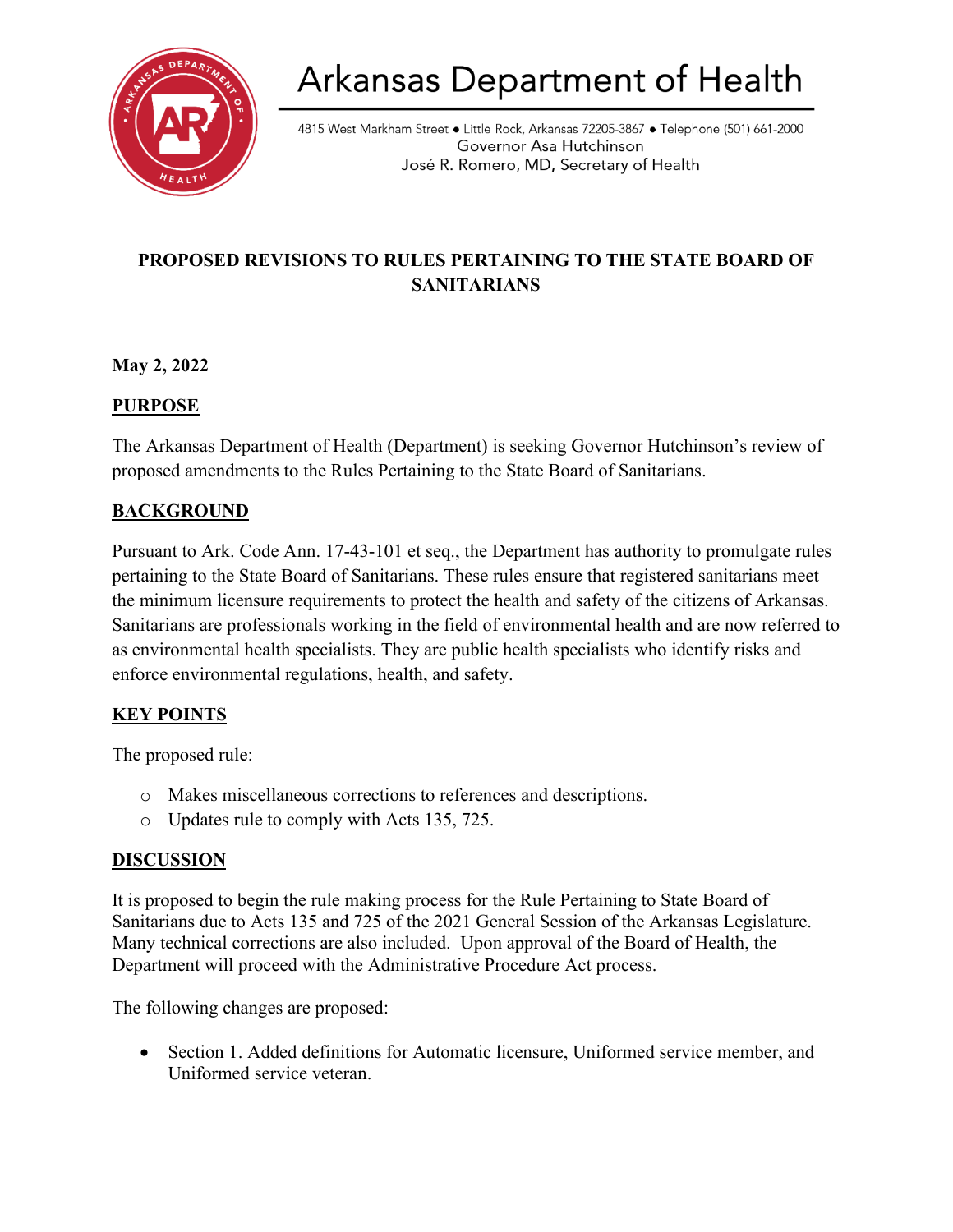# Arkansas Department of Health

4815 West Markham Street ● Little Rock, Arkansas 72205-3867 ● Telephone (501) 661-2000
Governor Asa Hutchinson
José R. Romero, MD, Secretary of Health

**PROPOSED REVISIONS TO RULES PERTAINING TO THE STATE BOARD OF SANITARIANS**

**May 2, 2022**

## PURPOSE

The Arkansas Department of Health (Department) is seeking Governor Hutchinson's review of proposed amendments to the Rules Pertaining to the State Board of Sanitarians.

## BACKGROUND

Pursuant to Ark. Code Ann. 17-43-101 et seq., the Department has authority to promulgate rules pertaining to the State Board of Sanitarians. These rules ensure that registered sanitarians meet the minimum licensure requirements to protect the health and safety of the citizens of Arkansas. Sanitarians are professionals working in the field of environmental health and are now referred to as environmental health specialists. They are public health specialists who identify risks and enforce environmental regulations, health, and safety.

## KEY POINTS

The proposed rule:

- Makes miscellaneous corrections to references and descriptions.
- Updates rule to comply with Acts 135, 725.

## DISCUSSION

It is proposed to begin the rule making process for the Rule Pertaining to State Board of Sanitarians due to Acts 135 and 725 of the 2021 General Session of the Arkansas Legislature. Many technical corrections are also included. Upon approval of the Board of Health, the Department will proceed with the Administrative Procedure Act process.

The following changes are proposed:

- Section 1. Added definitions for Automatic licensure, Uniformed service member, and Uniformed service veteran.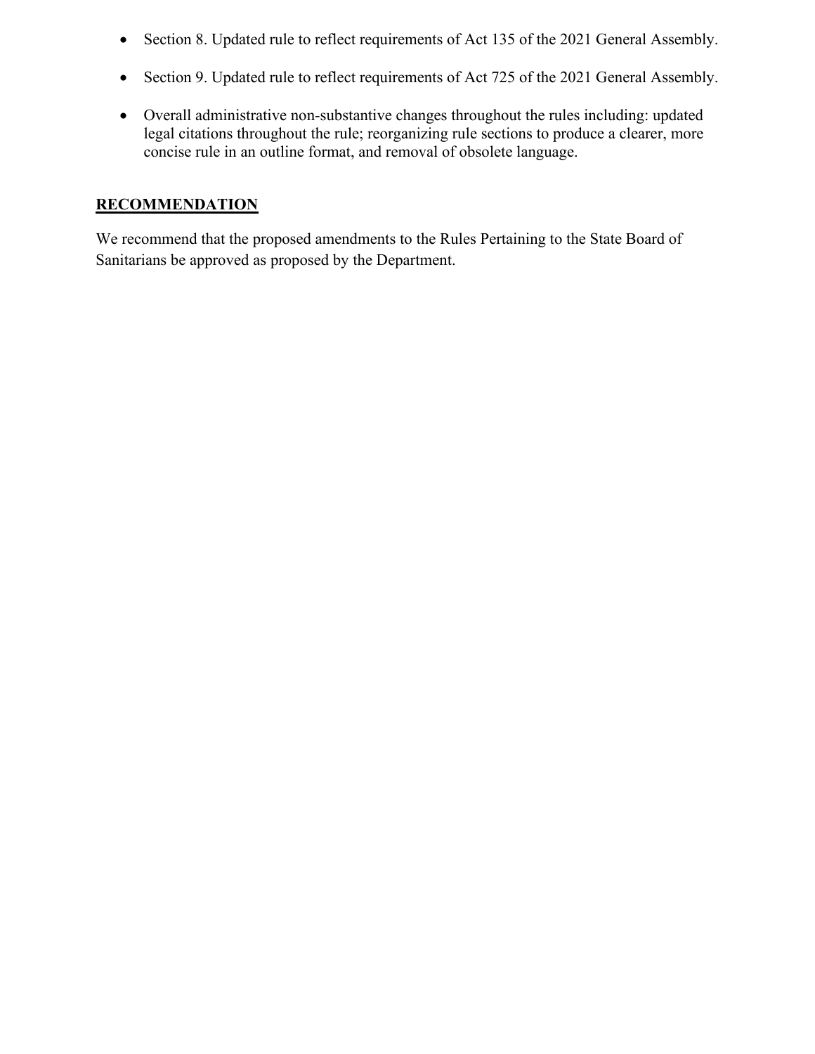- Section 8. Updated rule to reflect requirements of Act 135 of the 2021 General Assembly.
- Section 9. Updated rule to reflect requirements of Act 725 of the 2021 General Assembly.
- Overall administrative non-substantive changes throughout the rules including: updated legal citations throughout the rule; reorganizing rule sections to produce a clearer, more concise rule in an outline format, and removal of obsolete language.

## RECOMMENDATION

We recommend that the proposed amendments to the Rules Pertaining to the State Board of Sanitarians be approved as proposed by the Department.